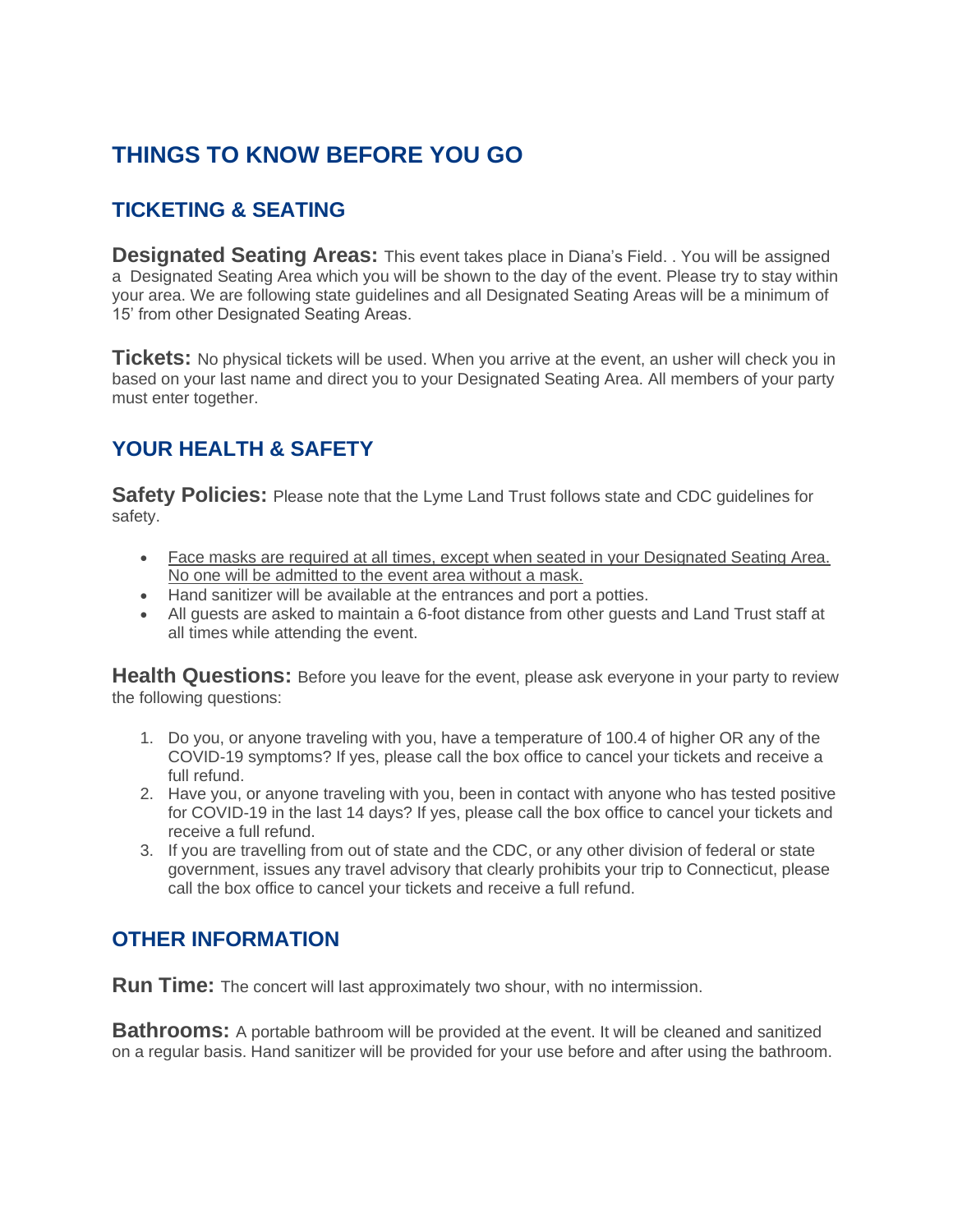# THINGS TO KNOW BEFORE YOU GO

## TICKETING & SEATING

**Designated Seating Areas:** This event takes place in Diana's Field. . You will be assigned a Designated Seating Area which you will be shown to the day of the event. Please try to stay within your area. We are following state guidelines and all Designated Seating Areas will be a minimum of 15' from other Designated Seating Areas.

**Tickets:** No physical tickets will be used. When you arrive at the event, an usher will check you in based on your last name and direct you to your Designated Seating Area. All members of your party must enter together.

## YOUR HEALTH & SAFETY

**Safety Policies:** Please note that the Lyme Land Trust follows state and CDC guidelines for safety.

- Face masks are required at all times, except when seated in your Designated Seating Area. No one will be admitted to the event area without a mask.
- Hand sanitizer will be available at the entrances and port a potties.
- All guests are asked to maintain a 6-foot distance from other guests and Land Trust staff at all times while attending the event.

**Health Questions:** Before you leave for the event, please ask everyone in your party to review the following questions:

1. Do you, or anyone traveling with you, have a temperature of 100.4 of higher OR any of the COVID-19 symptoms? If yes, please call the box office to cancel your tickets and receive a full refund.
2. Have you, or anyone traveling with you, been in contact with anyone who has tested positive for COVID-19 in the last 14 days? If yes, please call the box office to cancel your tickets and receive a full refund.
3. If you are travelling from out of state and the CDC, or any other division of federal or state government, issues any travel advisory that clearly prohibits your trip to Connecticut, please call the box office to cancel your tickets and receive a full refund.

## OTHER INFORMATION

**Run Time:** The concert will last approximately two shour, with no intermission.

**Bathrooms:** A portable bathroom will be provided at the event. It will be cleaned and sanitized on a regular basis. Hand sanitizer will be provided for your use before and after using the bathroom.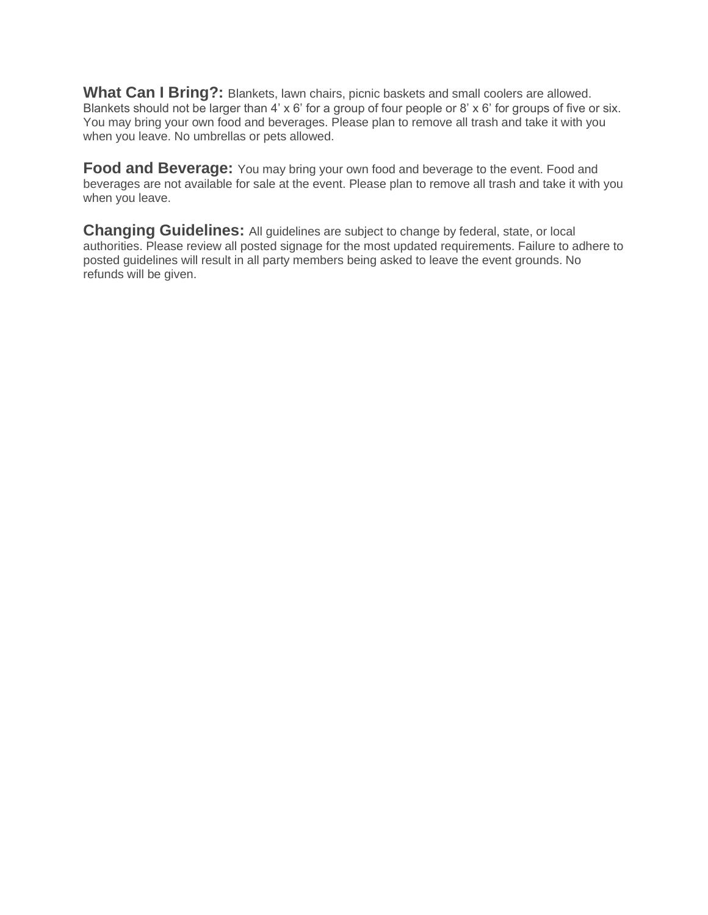**What Can I Bring?:** Blankets, lawn chairs, picnic baskets and small coolers are allowed. Blankets should not be larger than 4' x 6' for a group of four people or 8' x 6' for groups of five or six. You may bring your own food and beverages. Please plan to remove all trash and take it with you when you leave. No umbrellas or pets allowed.

**Food and Beverage:** You may bring your own food and beverage to the event. Food and beverages are not available for sale at the event. Please plan to remove all trash and take it with you when you leave.

**Changing Guidelines:** All guidelines are subject to change by federal, state, or local authorities. Please review all posted signage for the most updated requirements. Failure to adhere to posted guidelines will result in all party members being asked to leave the event grounds. No refunds will be given.